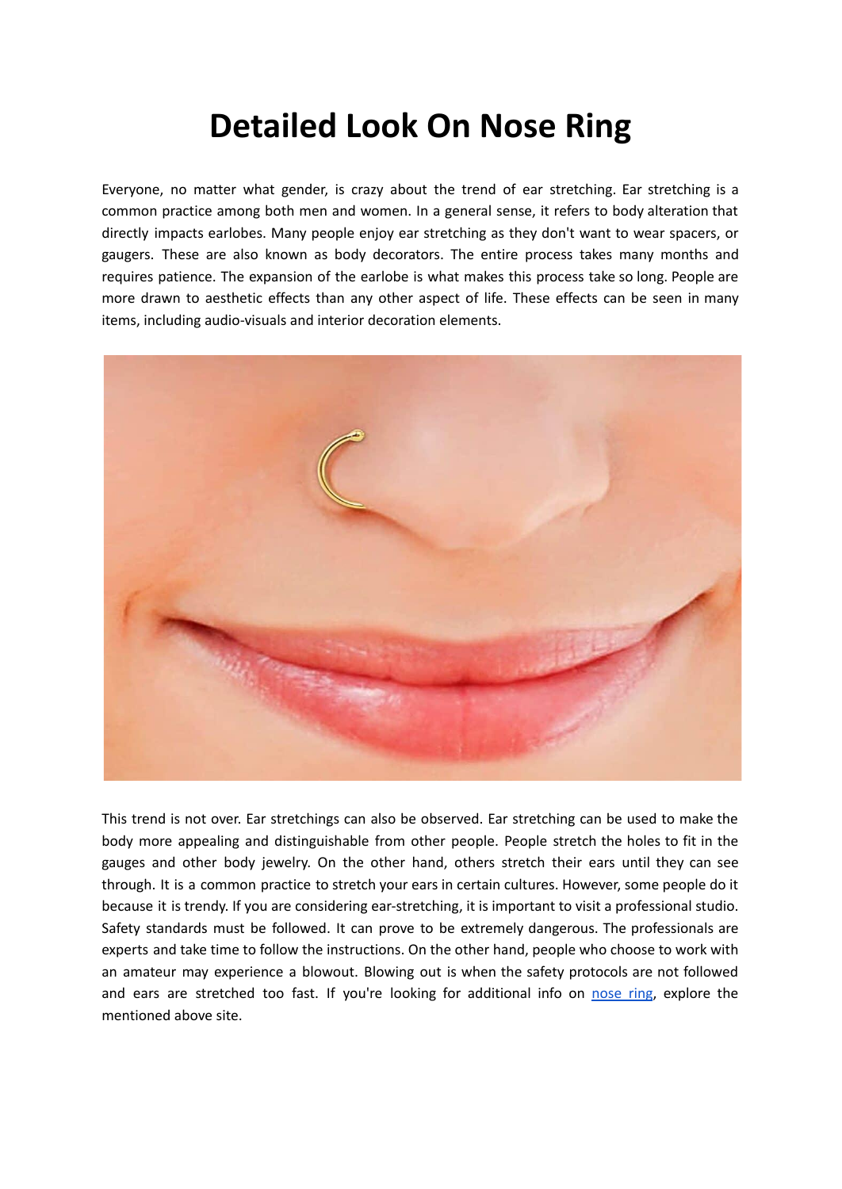# Detailed Look On Nose Ring

Everyone, no matter what gender, is crazy about the trend of ear stretching. Ear stretching is a common practice among both men and women. In a general sense, it refers to body alteration that directly impacts earlobes. Many people enjoy ear stretching as they don't want to wear spacers, or gaugers. These are also known as body decorators. The entire process takes many months and requires patience. The expansion of the earlobe is what makes this process take so long. People are more drawn to aesthetic effects than any other aspect of life. These effects can be seen in many items, including audio-visuals and interior decoration elements.

This trend is not over. Ear stretchings can also be observed. Ear stretching can be used to make the body more appealing and distinguishable from other people. People stretch the holes to fit in the gauges and other body jewelry. On the other hand, others stretch their ears until they can see through. It is a common practice to stretch your ears in certain cultures. However, some people do it because it is trendy. If you are considering ear-stretching, it is important to visit a professional studio. Safety standards must be followed. It can prove to be extremely dangerous. The professionals are experts and take time to follow the instructions. On the other hand, people who choose to work with an amateur may experience a blowout. Blowing out is when the safety protocols are not followed and ears are stretched too fast. If you're looking for additional info on nose ring, explore the mentioned above site.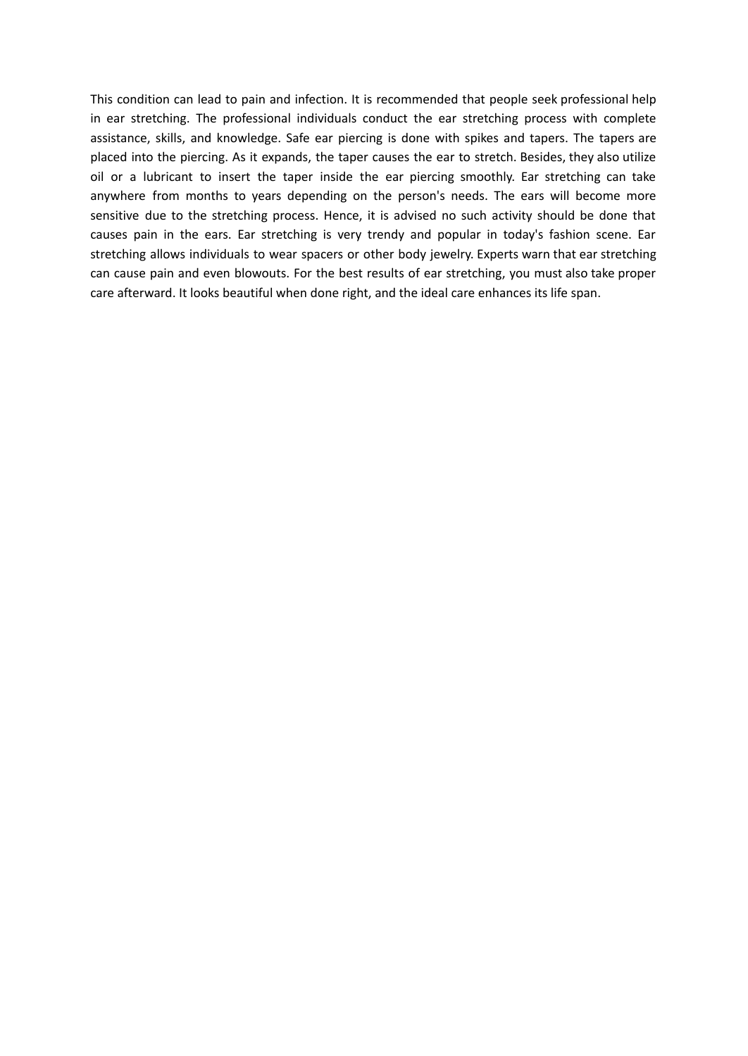This condition can lead to pain and infection. It is recommended that people seek professional help in ear stretching. The professional individuals conduct the ear stretching process with complete assistance, skills, and knowledge. Safe ear piercing is done with spikes and tapers. The tapers are placed into the piercing. As it expands, the taper causes the ear to stretch. Besides, they also utilize oil or a lubricant to insert the taper inside the ear piercing smoothly. Ear stretching can take anywhere from months to years depending on the person's needs. The ears will become more sensitive due to the stretching process. Hence, it is advised no such activity should be done that causes pain in the ears. Ear stretching is very trendy and popular in today's fashion scene. Ear stretching allows individuals to wear spacers or other body jewelry. Experts warn that ear stretching can cause pain and even blowouts. For the best results of ear stretching, you must also take proper care afterward. It looks beautiful when done right, and the ideal care enhances its life span.